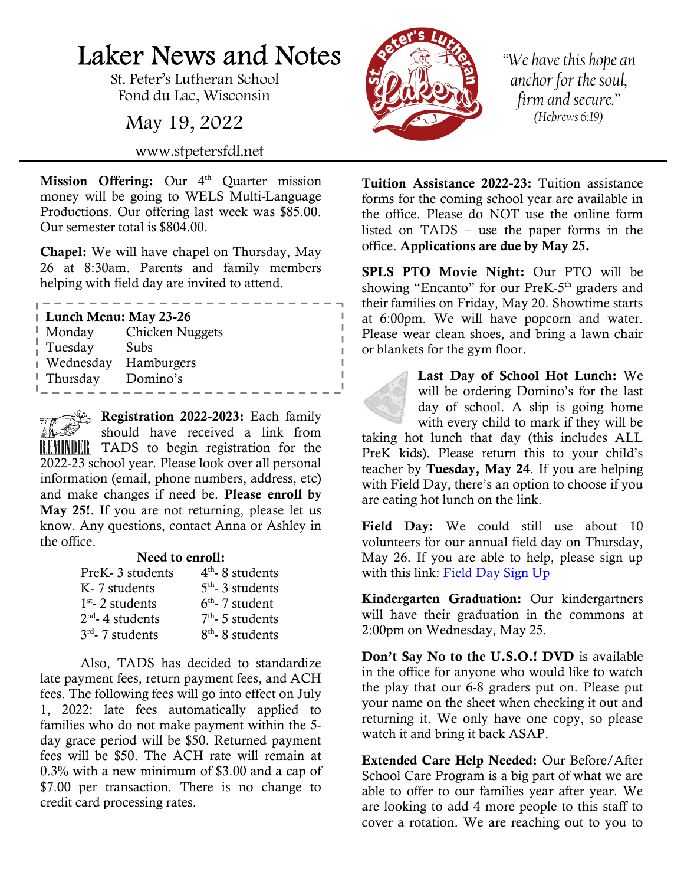# Laker News and Notes

St. Peter's Lutheran School
Fond du Lac, Wisconsin

May 19, 2022

www.stpetersfdl.net

*"We have this hope an anchor for the soul, firm and secure."*
*(Hebrews 6:19)*

**Mission Offering:** Our 4th Quarter mission money will be going to WELS Multi-Language Productions. Our offering last week was $85.00. Our semester total is $804.00.

**Chapel:** We will have chapel on Thursday, May 26 at 8:30am. Parents and family members helping with field day are invited to attend.

**Lunch Menu: May 23-26**

| | |
|---|---|
| Monday | Chicken Nuggets |
| Tuesday | Subs |
| Wednesday | Hamburgers |
| Thursday | Domino's |

**Registration 2022-2023:** Each family should have received a link from TADS to begin registration for the 2022-23 school year. Please look over all personal information (email, phone numbers, address, etc) and make changes if need be. **Please enroll by May 25!**. If you are not returning, please let us know. Any questions, contact Anna or Ashley in the office.

**Need to enroll:**

| | |
|---|---|
| PreK- 3 students | 4th- 8 students |
| K- 7 students | 5th- 3 students |
| 1st- 2 students | 6th- 7 student |
| 2nd- 4 students | 7th- 5 students |
| 3rd- 7 students | 8th- 8 students |

Also, TADS has decided to standardize late payment fees, return payment fees, and ACH fees. The following fees will go into effect on July 1, 2022: late fees automatically applied to families who do not make payment within the 5-day grace period will be $50. Returned payment fees will be $50. The ACH rate will remain at 0.3% with a new minimum of $3.00 and a cap of $7.00 per transaction. There is no change to credit card processing rates.

**Tuition Assistance 2022-23:** Tuition assistance forms for the coming school year are available in the office. Please do NOT use the online form listed on TADS – use the paper forms in the office. **Applications are due by May 25.**

**SPLS PTO Movie Night:** Our PTO will be showing "Encanto" for our PreK-5th graders and their families on Friday, May 20. Showtime starts at 6:00pm. We will have popcorn and water. Please wear clean shoes, and bring a lawn chair or blankets for the gym floor.

**Last Day of School Hot Lunch:** We will be ordering Domino's for the last day of school. A slip is going home with every child to mark if they will be taking hot lunch that day (this includes ALL PreK kids). Please return this to your child's teacher by **Tuesday, May 24**. If you are helping with Field Day, there's an option to choose if you are eating hot lunch on the link.

**Field Day:** We could still use about 10 volunteers for our annual field day on Thursday, May 26. If you are able to help, please sign up with this link: Field Day Sign Up

**Kindergarten Graduation:** Our kindergartners will have their graduation in the commons at 2:00pm on Wednesday, May 25.

**Don't Say No to the U.S.O.! DVD** is available in the office for anyone who would like to watch the play that our 6-8 graders put on. Please put your name on the sheet when checking it out and returning it. We only have one copy, so please watch it and bring it back ASAP.

**Extended Care Help Needed:** Our Before/After School Care Program is a big part of what we are able to offer to our families year after year. We are looking to add 4 more people to this staff to cover a rotation. We are reaching out to you to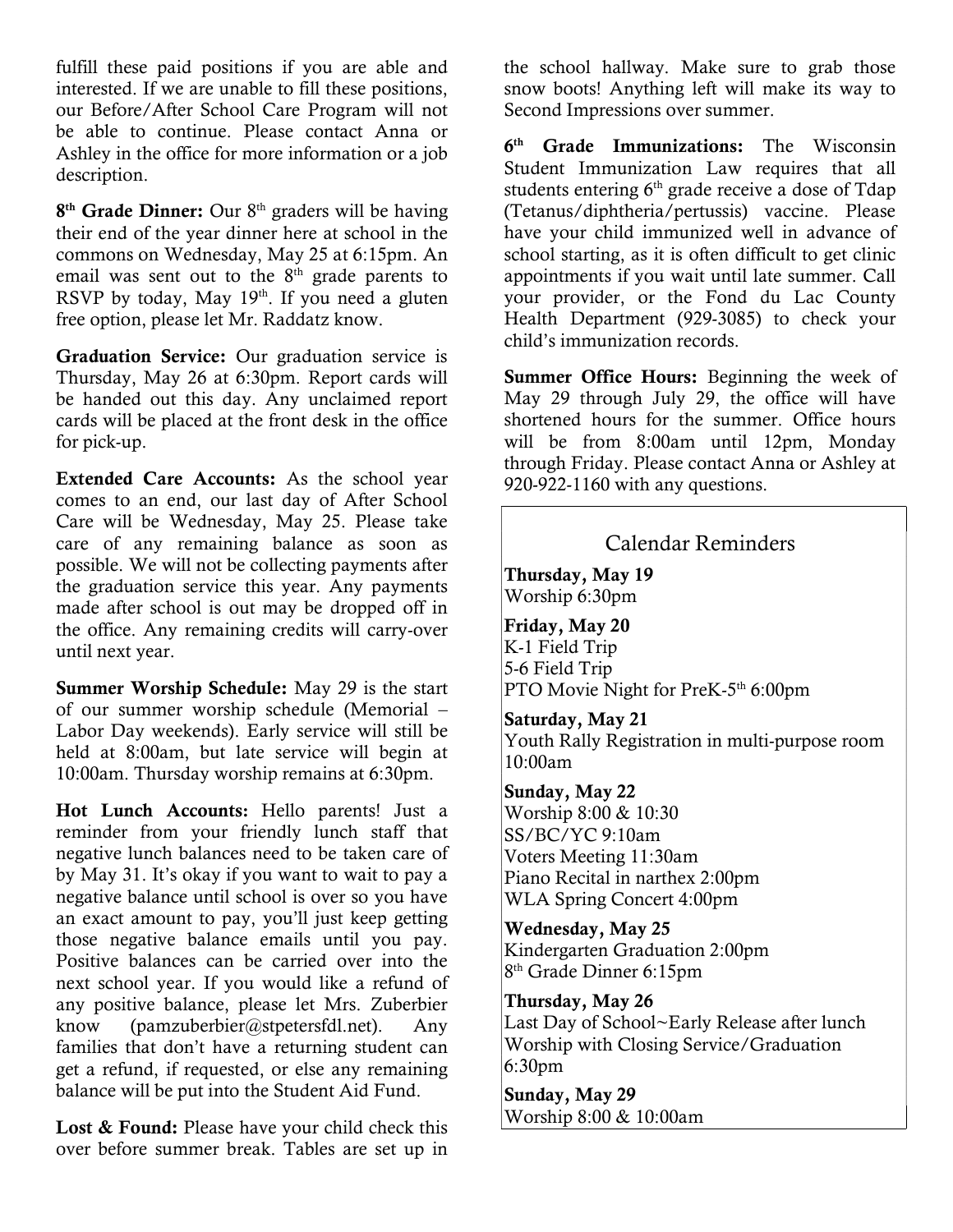fulfill these paid positions if you are able and interested. If we are unable to fill these positions, our Before/After School Care Program will not be able to continue. Please contact Anna or Ashley in the office for more information or a job description.

**8th Grade Dinner:** Our 8th graders will be having their end of the year dinner here at school in the commons on Wednesday, May 25 at 6:15pm. An email was sent out to the 8th grade parents to RSVP by today, May 19th. If you need a gluten free option, please let Mr. Raddatz know.

**Graduation Service:** Our graduation service is Thursday, May 26 at 6:30pm. Report cards will be handed out this day. Any unclaimed report cards will be placed at the front desk in the office for pick-up.

**Extended Care Accounts:** As the school year comes to an end, our last day of After School Care will be Wednesday, May 25. Please take care of any remaining balance as soon as possible. We will not be collecting payments after the graduation service this year. Any payments made after school is out may be dropped off in the office. Any remaining credits will carry-over until next year.

**Summer Worship Schedule:** May 29 is the start of our summer worship schedule (Memorial – Labor Day weekends). Early service will still be held at 8:00am, but late service will begin at 10:00am. Thursday worship remains at 6:30pm.

**Hot Lunch Accounts:** Hello parents! Just a reminder from your friendly lunch staff that negative lunch balances need to be taken care of by May 31. It's okay if you want to wait to pay a negative balance until school is over so you have an exact amount to pay, you'll just keep getting those negative balance emails until you pay. Positive balances can be carried over into the next school year. If you would like a refund of any positive balance, please let Mrs. Zuberbier know (pamzuberbier@stpetersfdl.net). Any families that don't have a returning student can get a refund, if requested, or else any remaining balance will be put into the Student Aid Fund.

**Lost & Found:** Please have your child check this over before summer break. Tables are set up in the school hallway. Make sure to grab those snow boots! Anything left will make its way to Second Impressions over summer.

**6th Grade Immunizations:** The Wisconsin Student Immunization Law requires that all students entering 6th grade receive a dose of Tdap (Tetanus/diphtheria/pertussis) vaccine. Please have your child immunized well in advance of school starting, as it is often difficult to get clinic appointments if you wait until late summer. Call your provider, or the Fond du Lac County Health Department (929-3085) to check your child's immunization records.

**Summer Office Hours:** Beginning the week of May 29 through July 29, the office will have shortened hours for the summer. Office hours will be from 8:00am until 12pm, Monday through Friday. Please contact Anna or Ashley at 920-922-1160 with any questions.

## Calendar Reminders

**Thursday, May 19**
Worship 6:30pm

**Friday, May 20**
K-1 Field Trip
5-6 Field Trip
PTO Movie Night for PreK-5th 6:00pm

**Saturday, May 21**
Youth Rally Registration in multi-purpose room 10:00am

**Sunday, May 22**
Worship 8:00 & 10:30
SS/BC/YC 9:10am
Voters Meeting 11:30am
Piano Recital in narthex 2:00pm
WLA Spring Concert 4:00pm

**Wednesday, May 25**
Kindergarten Graduation 2:00pm
8th Grade Dinner 6:15pm

**Thursday, May 26**
Last Day of School~Early Release after lunch
Worship with Closing Service/Graduation 6:30pm

**Sunday, May 29**
Worship 8:00 & 10:00am